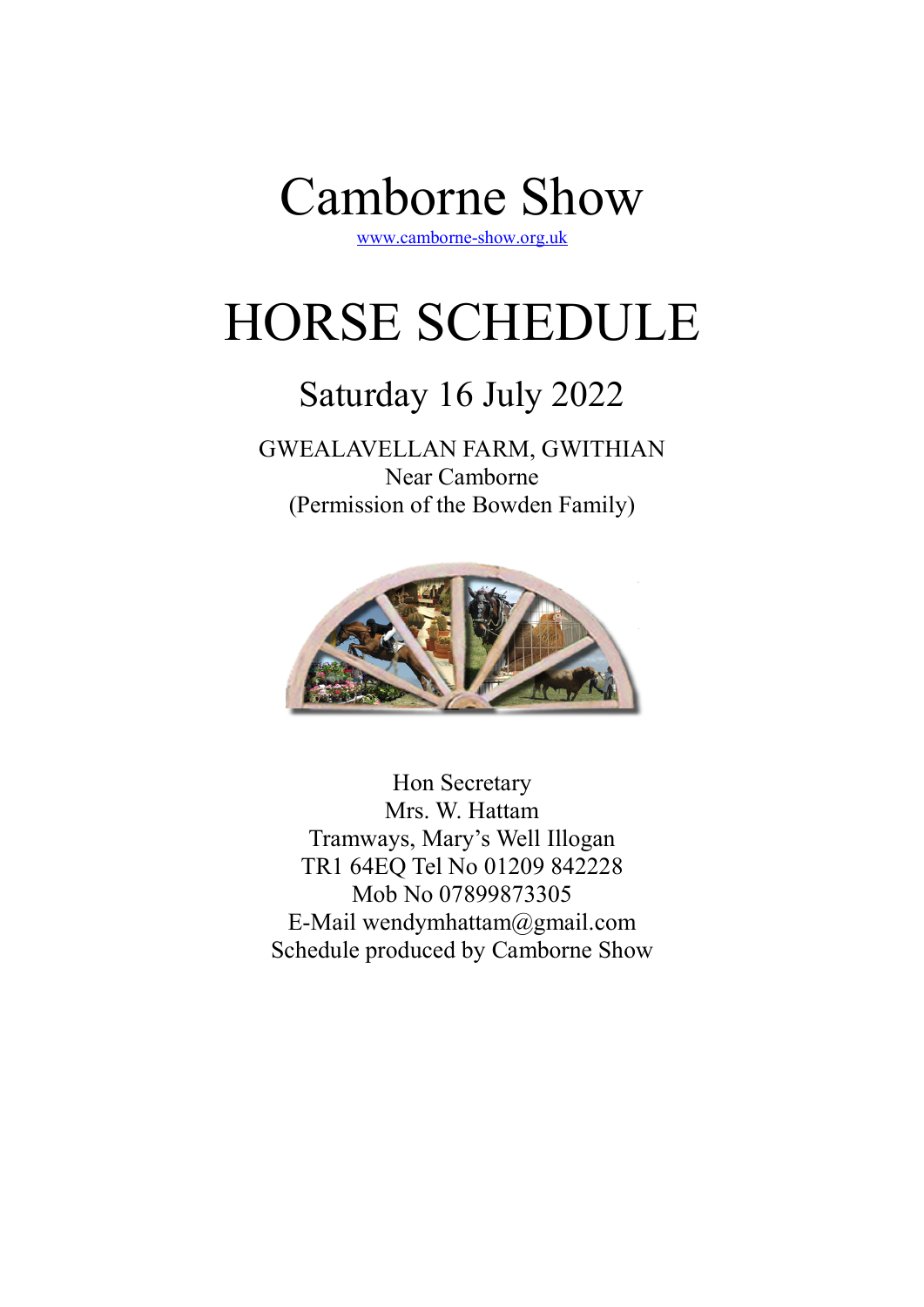# Camborne Show

www.camborne-show.org.uk

# HORSE SCHEDULE

## Saturday 16 July 2022

GWEALAVELLAN FARM, GWITHIAN
Near Camborne
(Permission of the Bowden Family)

Hon Secretary
Mrs. W. Hattam
Tramways, Mary's Well Illogan
TR1 64EQ Tel No 01209 842228
Mob No 07899873305
E-Mail wendymhattam@gmail.com
Schedule produced by Camborne Show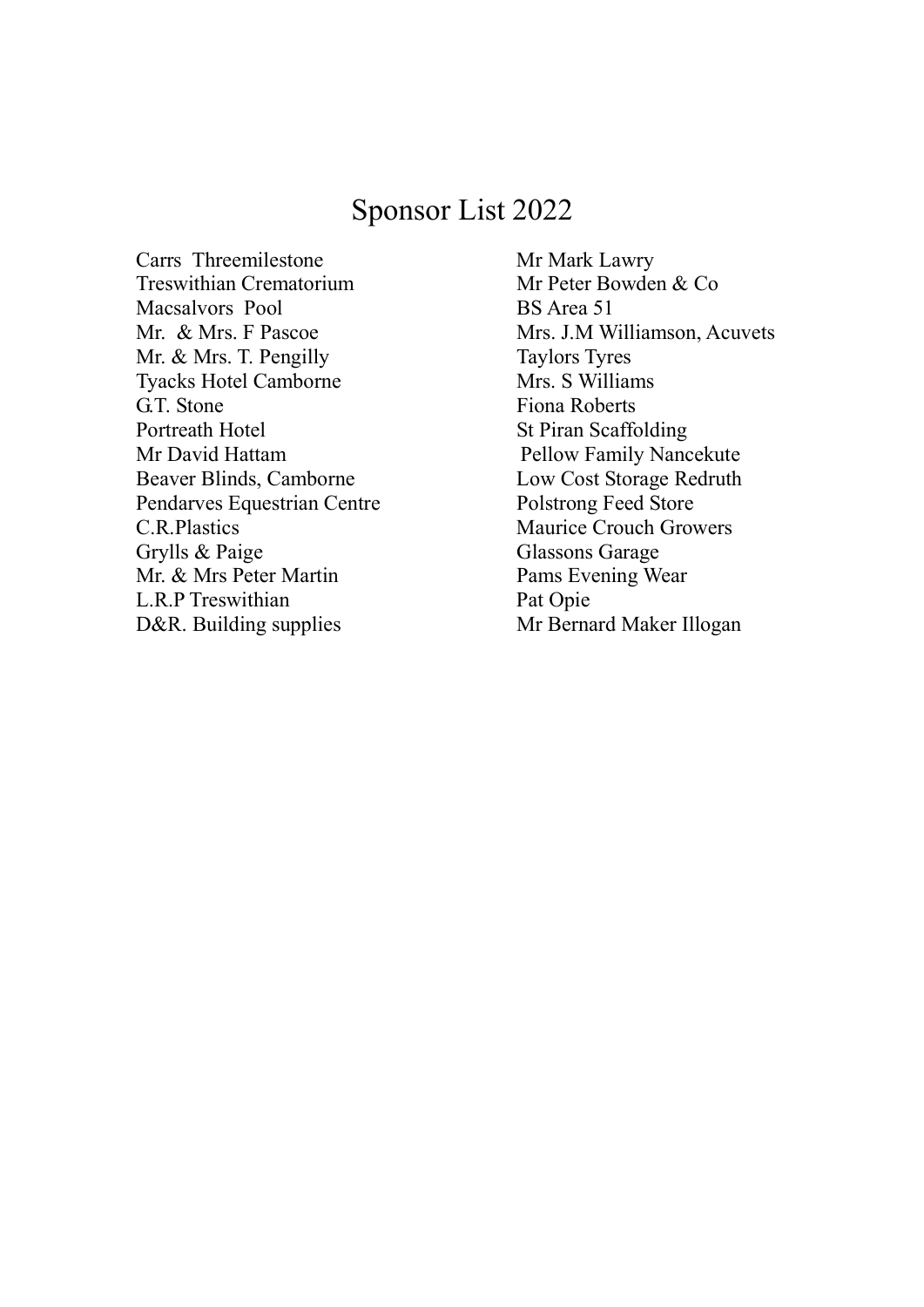# Sponsor List 2022

Carrs Threemilestone
Treswithian Crematorium
Macsalvors Pool
Mr. & Mrs. F Pascoe
Mr. & Mrs. T. Pengilly
Tyacks Hotel Camborne
G.T. Stone
Portreath Hotel
Mr David Hattam
Beaver Blinds, Camborne
Pendarves Equestrian Centre
C.R.Plastics
Grylls & Paige
Mr. & Mrs Peter Martin
L.R.P Treswithian
D&R. Building supplies
Mr Mark Lawry
Mr Peter Bowden & Co
BS Area 51
Mrs. J.M Williamson, Acuvets
Taylors Tyres
Mrs. S Williams
Fiona Roberts
St Piran Scaffolding
Pellow Family Nancekute
Low Cost Storage Redruth
Polstrong Feed Store
Maurice Crouch Growers
Glassons Garage
Pams Evening Wear
Pat Opie
Mr Bernard Maker Illogan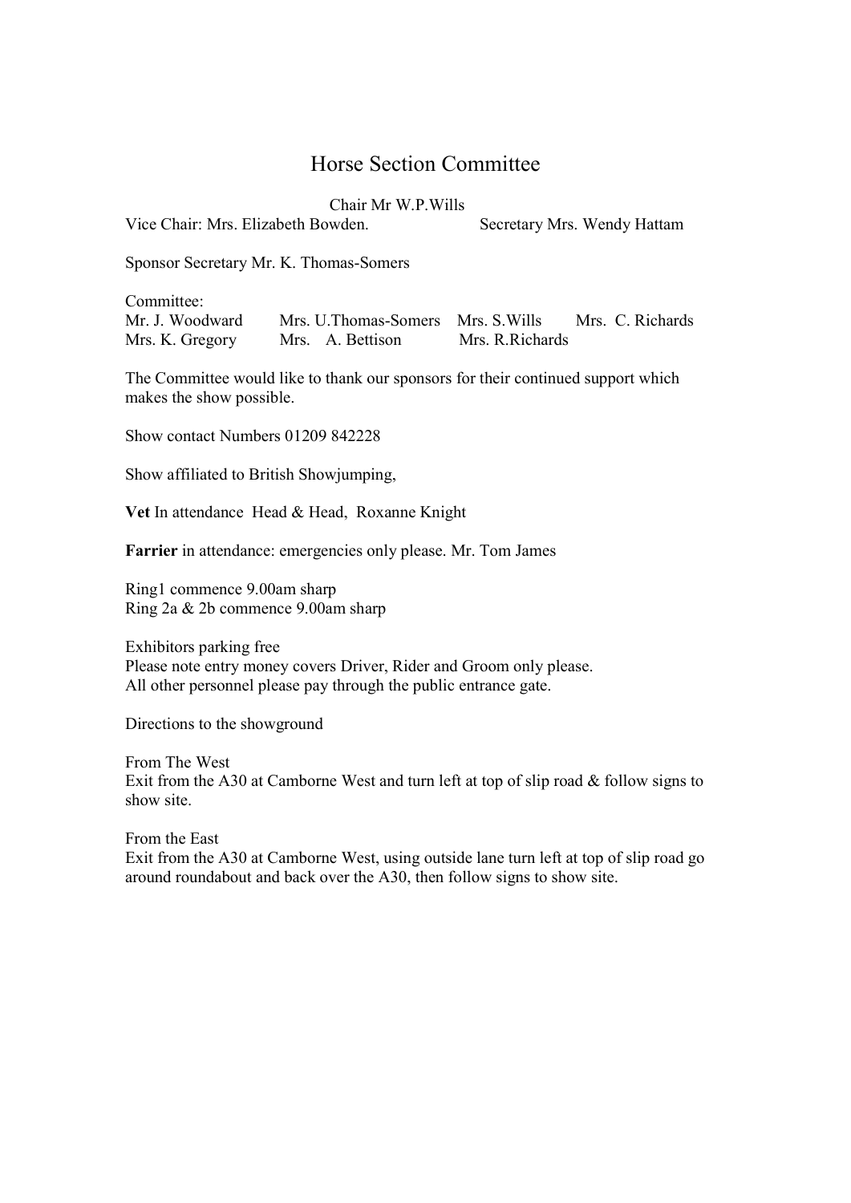# Horse Section Committee

Chair Mr W.P.Wills

Vice Chair: Mrs. Elizabeth Bowden. Secretary Mrs. Wendy Hattam

Sponsor Secretary Mr. K. Thomas-Somers

Committee:

Mr. J. Woodward Mrs. U.Thomas-Somers Mrs. S.Wills Mrs. C. Richards
Mrs. K. Gregory Mrs. A. Bettison Mrs. R.Richards

The Committee would like to thank our sponsors for their continued support which makes the show possible.

Show contact Numbers 01209 842228

Show affiliated to British Showjumping,

**Vet** In attendance Head & Head, Roxanne Knight

**Farrier** in attendance: emergencies only please. Mr. Tom James

Ring1 commence 9.00am sharp
Ring 2a & 2b commence 9.00am sharp

Exhibitors parking free
Please note entry money covers Driver, Rider and Groom only please.
All other personnel please pay through the public entrance gate.

Directions to the showground

From The West
Exit from the A30 at Camborne West and turn left at top of slip road & follow signs to show site.

From the East
Exit from the A30 at Camborne West, using outside lane turn left at top of slip road go around roundabout and back over the A30, then follow signs to show site.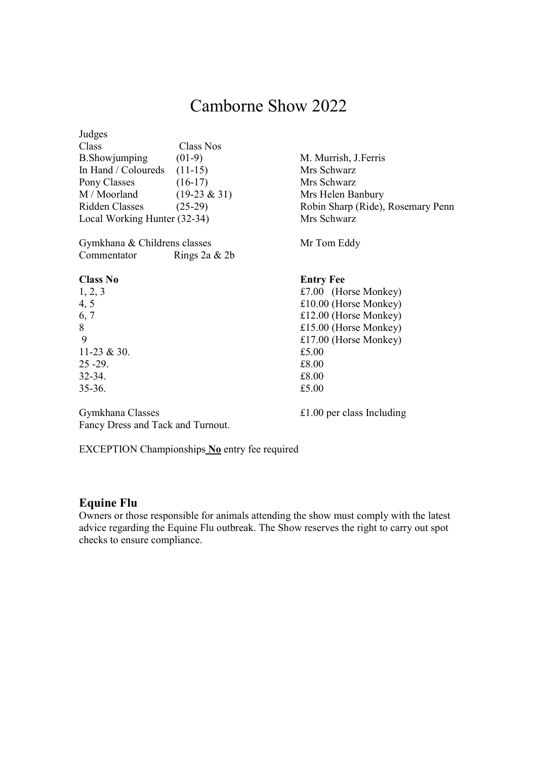# Camborne Show 2022

Judges

| Class | Class Nos | |
|---|---|---|
| B.Showjumping | (01-9) | M. Murrish, J.Ferris |
| In Hand / Coloureds | (11-15) | Mrs Schwarz |
| Pony Classes | (16-17) | Mrs Schwarz |
| M / Moorland | (19-23 & 31) | Mrs Helen Banbury |
| Ridden Classes | (25-29) | Robin Sharp (Ride), Rosemary Penn |
| Local Working Hunter (32-34) | | Mrs Schwarz |
| Gymkhana & Childrens classes | | Mr Tom Eddy |
| Commentator | Rings 2a & 2b | |

| **Class No** | **Entry Fee** |
|---|---|
| 1, 2, 3 | £7.00 (Horse Monkey) |
| 4, 5 | £10.00 (Horse Monkey) |
| 6, 7 | £12.00 (Horse Monkey) |
| 8 | £15.00 (Horse Monkey) |
| 9 | £17.00 (Horse Monkey) |
| 11-23 & 30. | £5.00 |
| 25 -29. | £8.00 |
| 32-34. | £8.00 |
| 35-36. | £5.00 |

Gymkhana Classes £1.00 per class Including
Fancy Dress and Tack and Turnout.

EXCEPTION Championships **No** entry fee required

### Equine Flu

Owners or those responsible for animals attending the show must comply with the latest advice regarding the Equine Flu outbreak. The Show reserves the right to carry out spot checks to ensure compliance.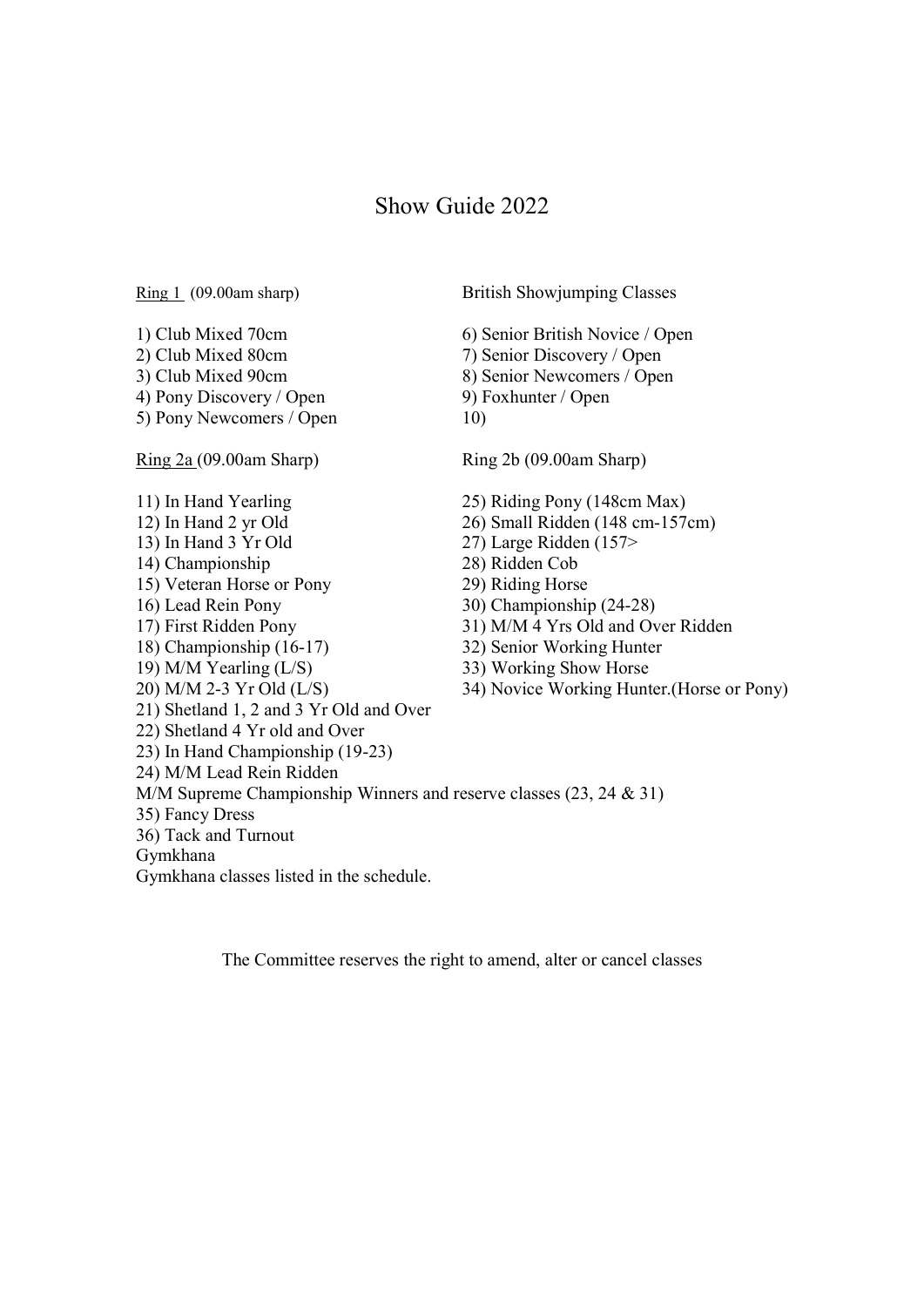# Show Guide 2022

Ring 1 (09.00am sharp)

1) Club Mixed 70cm
2) Club Mixed 80cm
3) Club Mixed 90cm
4) Pony Discovery / Open
5) Pony Newcomers / Open

British Showjumping Classes

6) Senior British Novice / Open
7) Senior Discovery / Open
8) Senior Newcomers / Open
9) Foxhunter / Open
10)

Ring 2a (09.00am Sharp)

11) In Hand Yearling
12) In Hand 2 yr Old
13) In Hand 3 Yr Old
14) Championship
15) Veteran Horse or Pony
16) Lead Rein Pony
17) First Ridden Pony
18) Championship (16-17)
19) M/M Yearling (L/S)
20) M/M 2-3 Yr Old (L/S)
21) Shetland 1, 2 and 3 Yr Old and Over
22) Shetland 4 Yr old and Over
23) In Hand Championship (19-23)
24) M/M Lead Rein Ridden

Ring 2b (09.00am Sharp)

25) Riding Pony (148cm Max)
26) Small Ridden (148 cm-157cm)
27) Large Ridden (157>
28) Ridden Cob
29) Riding Horse
30) Championship (24-28)
31) M/M 4 Yrs Old and Over Ridden
32) Senior Working Hunter
33) Working Show Horse
34) Novice Working Hunter.(Horse or Pony)

M/M Supreme Championship Winners and reserve classes (23, 24 & 31)

35) Fancy Dress

36) Tack and Turnout

Gymkhana

Gymkhana classes listed in the schedule.

The Committee reserves the right to amend, alter or cancel classes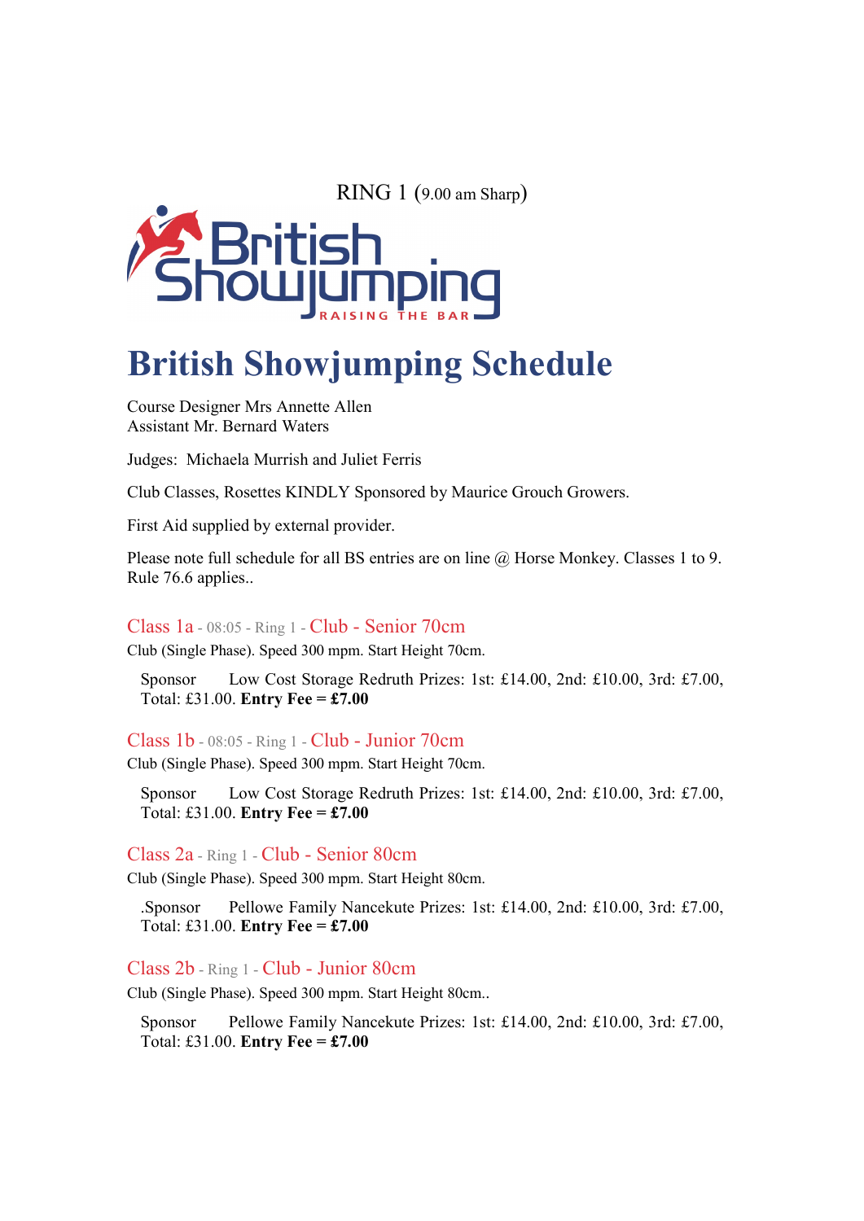RING 1 (9.00 am Sharp)

# British Showjumping Schedule

Course Designer Mrs Annette Allen
Assistant Mr. Bernard Waters

Judges: Michaela Murrish and Juliet Ferris

Club Classes, Rosettes KINDLY Sponsored by Maurice Grouch Growers.

First Aid supplied by external provider.

Please note full schedule for all BS entries are on line @ Horse Monkey. Classes 1 to 9. Rule 76.6 applies..

### Class 1a - 08:05 - Ring 1 - Club - Senior 70cm

Club (Single Phase). Speed 300 mpm. Start Height 70cm.

Sponsor Low Cost Storage Redruth Prizes: 1st: £14.00, 2nd: £10.00, 3rd: £7.00, Total: £31.00. **Entry Fee = £7.00**

### Class 1b - 08:05 - Ring 1 - Club - Junior 70cm

Club (Single Phase). Speed 300 mpm. Start Height 70cm.

Sponsor Low Cost Storage Redruth Prizes: 1st: £14.00, 2nd: £10.00, 3rd: £7.00, Total: £31.00. **Entry Fee = £7.00**

### Class 2a - Ring 1 - Club - Senior 80cm

Club (Single Phase). Speed 300 mpm. Start Height 80cm.

.Sponsor Pellowe Family Nancekute Prizes: 1st: £14.00, 2nd: £10.00, 3rd: £7.00, Total: £31.00. **Entry Fee = £7.00**

### Class 2b - Ring 1 - Club - Junior 80cm

Club (Single Phase). Speed 300 mpm. Start Height 80cm..

Sponsor Pellowe Family Nancekute Prizes: 1st: £14.00, 2nd: £10.00, 3rd: £7.00, Total: £31.00. **Entry Fee = £7.00**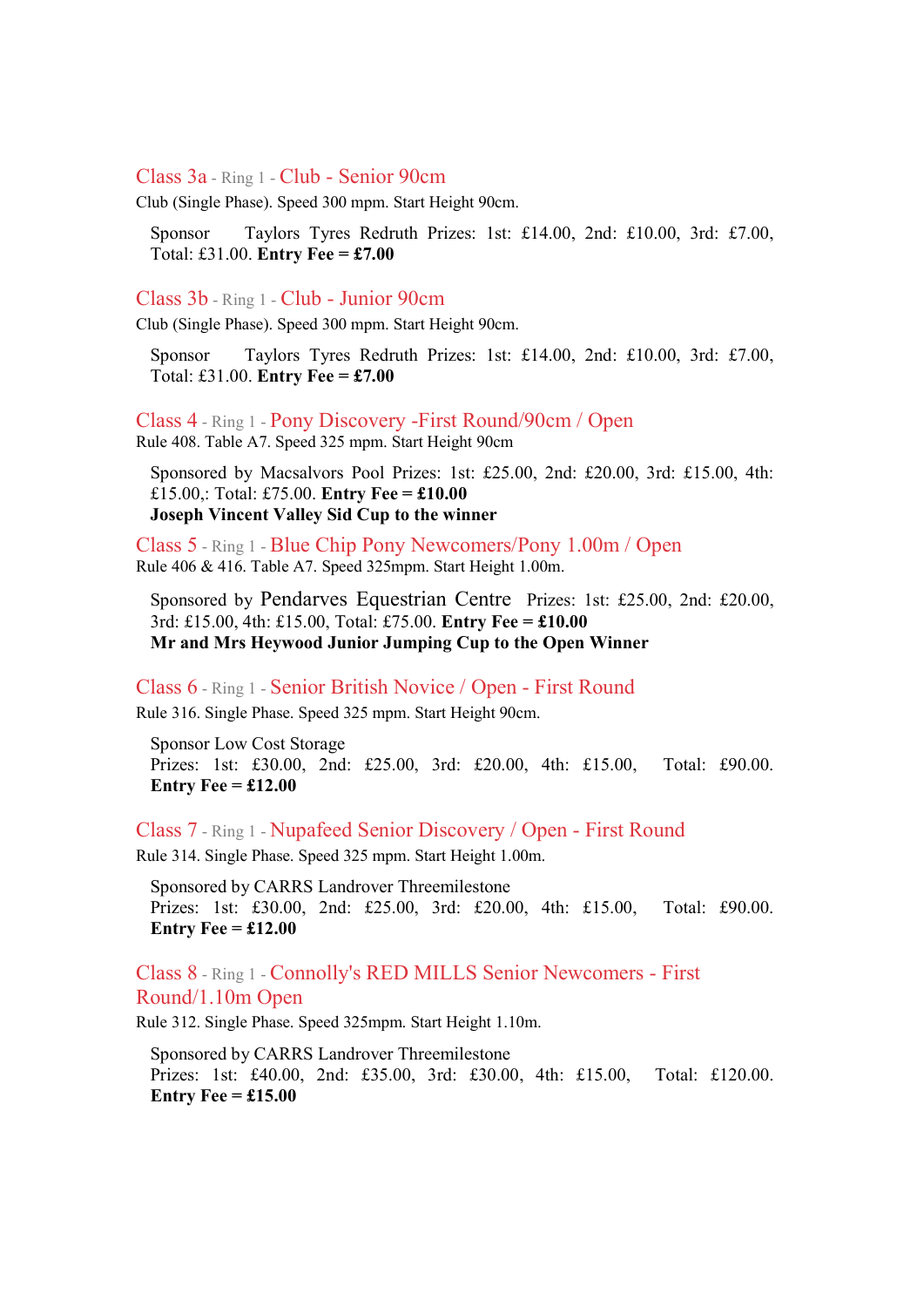### Class 3a - Ring 1 - Club - Senior 90cm

Club (Single Phase). Speed 300 mpm. Start Height 90cm.

Sponsor Taylors Tyres Redruth Prizes: 1st: £14.00, 2nd: £10.00, 3rd: £7.00, Total: £31.00. **Entry Fee = £7.00**

### Class 3b - Ring 1 - Club - Junior 90cm

Club (Single Phase). Speed 300 mpm. Start Height 90cm.

Sponsor Taylors Tyres Redruth Prizes: 1st: £14.00, 2nd: £10.00, 3rd: £7.00, Total: £31.00. **Entry Fee = £7.00**

### Class 4 - Ring 1 - Pony Discovery -First Round/90cm / Open

Rule 408. Table A7. Speed 325 mpm. Start Height 90cm

Sponsored by Macsalvors Pool Prizes: 1st: £25.00, 2nd: £20.00, 3rd: £15.00, 4th: £15.00,: Total: £75.00. **Entry Fee = £10.00**
**Joseph Vincent Valley Sid Cup to the winner**

### Class 5 - Ring 1 - Blue Chip Pony Newcomers/Pony 1.00m / Open

Rule 406 & 416. Table A7. Speed 325mpm. Start Height 1.00m.

Sponsored by Pendarves Equestrian Centre Prizes: 1st: £25.00, 2nd: £20.00, 3rd: £15.00, 4th: £15.00, Total: £75.00. **Entry Fee = £10.00**
**Mr and Mrs Heywood Junior Jumping Cup to the Open Winner**

### Class 6 - Ring 1 - Senior British Novice / Open - First Round

Rule 316. Single Phase. Speed 325 mpm. Start Height 90cm.

Sponsor Low Cost Storage
Prizes: 1st: £30.00, 2nd: £25.00, 3rd: £20.00, 4th: £15.00, Total: £90.00. **Entry Fee = £12.00**

### Class 7 - Ring 1 - Nupafeed Senior Discovery / Open - First Round

Rule 314. Single Phase. Speed 325 mpm. Start Height 1.00m.

Sponsored by CARRS Landrover Threemilestone
Prizes: 1st: £30.00, 2nd: £25.00, 3rd: £20.00, 4th: £15.00, Total: £90.00. **Entry Fee = £12.00**

### Class 8 - Ring 1 - Connolly's RED MILLS Senior Newcomers - First Round/1.10m Open

Rule 312. Single Phase. Speed 325mpm. Start Height 1.10m.

Sponsored by CARRS Landrover Threemilestone
Prizes: 1st: £40.00, 2nd: £35.00, 3rd: £30.00, 4th: £15.00, Total: £120.00. **Entry Fee = £15.00**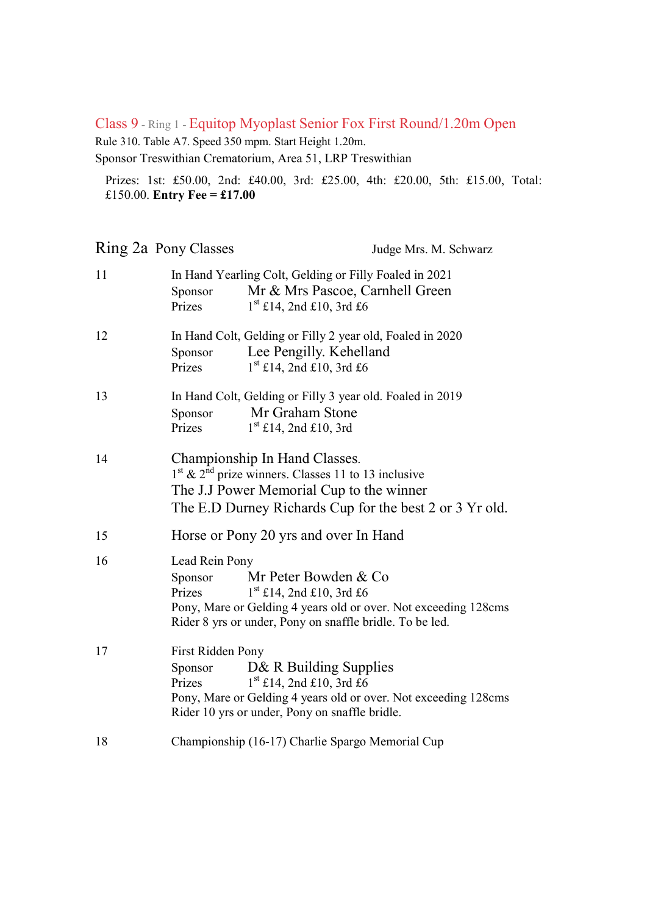## Class 9 - Ring 1 - Equitop Myoplast Senior Fox First Round/1.20m Open

Rule 310. Table A7. Speed 350 mpm. Start Height 1.20m.
Sponsor Treswithian Crematorium, Area 51, LRP Treswithian

Prizes: 1st: £50.00, 2nd: £40.00, 3rd: £25.00, 4th: £20.00, 5th: £15.00, Total: £150.00. **Entry Fee = £17.00**

## Ring 2a Pony Classes

Judge Mrs. M. Schwarz

**11** In Hand Yearling Colt, Gelding or Filly Foaled in 2021
Sponsor Mr & Mrs Pascoe, Carnhell Green
Prizes 1st £14, 2nd £10, 3rd £6

**12** In Hand Colt, Gelding or Filly 2 year old, Foaled in 2020
Sponsor Lee Pengilly. Kehelland
Prizes 1st £14, 2nd £10, 3rd £6

**13** In Hand Colt, Gelding or Filly 3 year old. Foaled in 2019
Sponsor Mr Graham Stone
Prizes 1st £14, 2nd £10, 3rd

**14** Championship In Hand Classes.
1st & 2nd prize winners. Classes 11 to 13 inclusive
The J.J Power Memorial Cup to the winner
The E.D Durney Richards Cup for the best 2 or 3 Yr old.

**15** Horse or Pony 20 yrs and over In Hand

**16** Lead Rein Pony
Sponsor Mr Peter Bowden & Co
Prizes 1st £14, 2nd £10, 3rd £6
Pony, Mare or Gelding 4 years old or over. Not exceeding 128cms
Rider 8 yrs or under, Pony on snaffle bridle. To be led.

**17** First Ridden Pony
Sponsor D& R Building Supplies
Prizes 1st £14, 2nd £10, 3rd £6
Pony, Mare or Gelding 4 years old or over. Not exceeding 128cms
Rider 10 yrs or under, Pony on snaffle bridle.

**18** Championship (16-17) Charlie Spargo Memorial Cup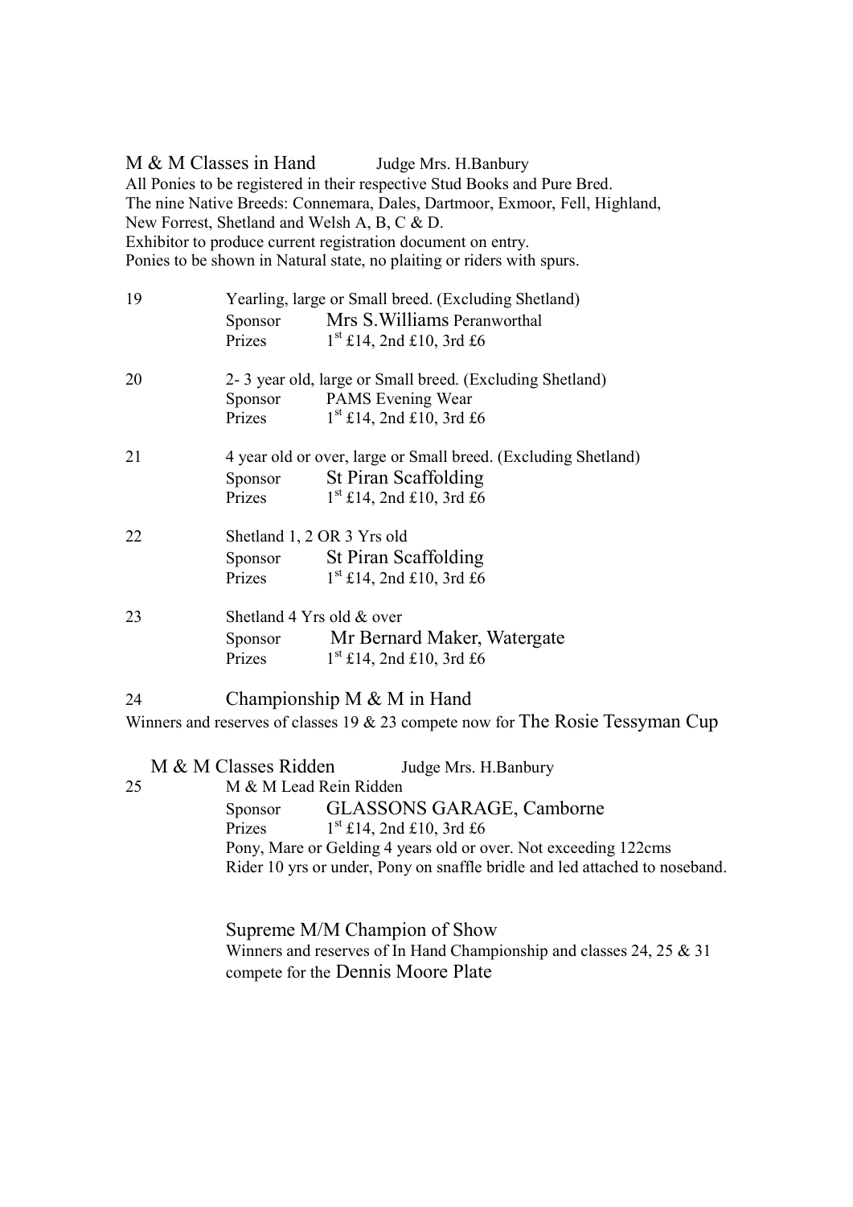## M & M Classes in Hand — Judge Mrs. H.Banbury

All Ponies to be registered in their respective Stud Books and Pure Bred.
The nine Native Breeds: Connemara, Dales, Dartmoor, Exmoor, Fell, Highland, New Forrest, Shetland and Welsh A, B, C & D.
Exhibitor to produce current registration document on entry.
Ponies to be shown in Natural state, no plaiting or riders with spurs.

**19** Yearling, large or Small breed. (Excluding Shetland)
Sponsor: Mrs S.Williams Peranworthal
Prizes: 1st £14, 2nd £10, 3rd £6

**20** 2- 3 year old, large or Small breed. (Excluding Shetland)
Sponsor: PAMS Evening Wear
Prizes: 1st £14, 2nd £10, 3rd £6

**21** 4 year old or over, large or Small breed. (Excluding Shetland)
Sponsor: St Piran Scaffolding
Prizes: 1st £14, 2nd £10, 3rd £6

**22** Shetland 1, 2 OR 3 Yrs old
Sponsor: St Piran Scaffolding
Prizes: 1st £14, 2nd £10, 3rd £6

**23** Shetland 4 Yrs old & over
Sponsor: Mr Bernard Maker, Watergate
Prizes: 1st £14, 2nd £10, 3rd £6

**24** Championship M & M in Hand
Winners and reserves of classes 19 & 23 compete now for The Rosie Tessyman Cup

## M & M Classes Ridden — Judge Mrs. H.Banbury

**25** M & M Lead Rein Ridden
Sponsor: GLASSONS GARAGE, Camborne
Prizes: 1st £14, 2nd £10, 3rd £6
Pony, Mare or Gelding 4 years old or over. Not exceeding 122cms
Rider 10 yrs or under, Pony on snaffle bridle and led attached to noseband.

**Supreme M/M Champion of Show**
Winners and reserves of In Hand Championship and classes 24, 25 & 31 compete for the Dennis Moore Plate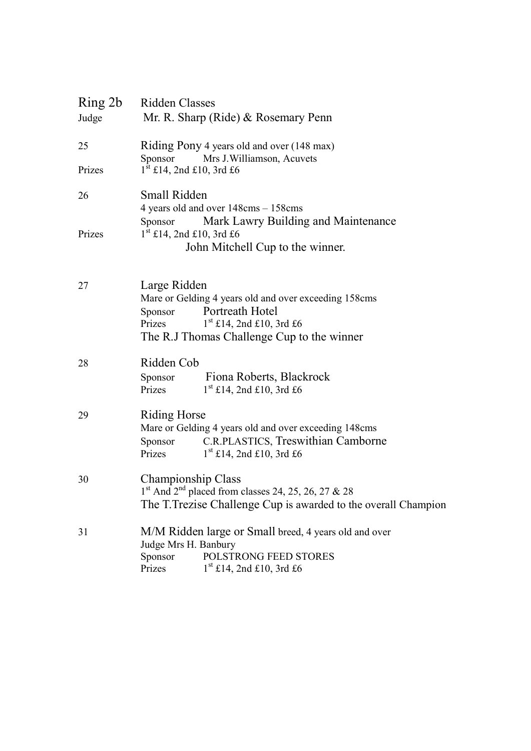## Ring 2b Ridden Classes

Judge Mr. R. Sharp (Ride) & Rosemary Penn

**25** Riding Pony 4 years old and over (148 max)
Sponsor Mrs J.Williamson, Acuvets
Prizes 1st £14, 2nd £10, 3rd £6

**26** Small Ridden
4 years old and over 148cms – 158cms
Sponsor Mark Lawry Building and Maintenance
Prizes 1st £14, 2nd £10, 3rd £6
John Mitchell Cup to the winner.

**27** Large Ridden
Mare or Gelding 4 years old and over exceeding 158cms
Sponsor Portreath Hotel
Prizes 1st £14, 2nd £10, 3rd £6
The R.J Thomas Challenge Cup to the winner

**28** Ridden Cob
Sponsor Fiona Roberts, Blackrock
Prizes 1st £14, 2nd £10, 3rd £6

**29** Riding Horse
Mare or Gelding 4 years old and over exceeding 148cms
Sponsor C.R.PLASTICS, Treswithian Camborne
Prizes 1st £14, 2nd £10, 3rd £6

**30** Championship Class
1st And 2nd placed from classes 24, 25, 26, 27 & 28
The T.Trezise Challenge Cup is awarded to the overall Champion

**31** M/M Ridden large or Small breed, 4 years old and over
Judge Mrs H. Banbury
Sponsor POLSTRONG FEED STORES
Prizes 1st £14, 2nd £10, 3rd £6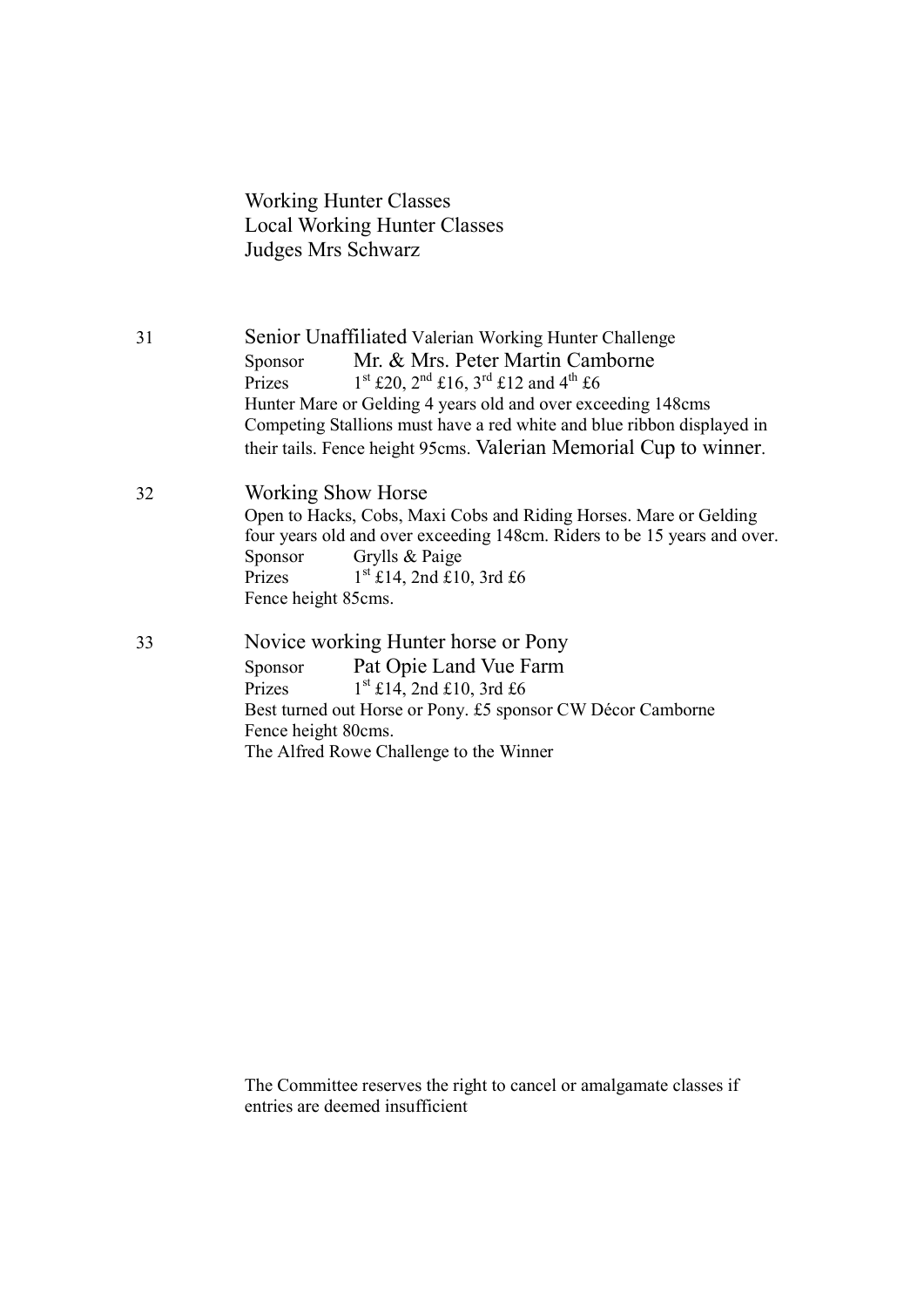Working Hunter Classes
Local Working Hunter Classes
Judges Mrs Schwarz

**31** Senior Unaffiliated Valerian Working Hunter Challenge

Sponsor Mr. & Mrs. Peter Martin Camborne
Prizes 1st £20, 2nd £16, 3rd £12 and 4th £6
Hunter Mare or Gelding 4 years old and over exceeding 148cms
Competing Stallions must have a red white and blue ribbon displayed in their tails. Fence height 95cms. Valerian Memorial Cup to winner.

**32** Working Show Horse

Open to Hacks, Cobs, Maxi Cobs and Riding Horses. Mare or Gelding four years old and over exceeding 148cm. Riders to be 15 years and over.
Sponsor Grylls & Paige
Prizes 1st £14, 2nd £10, 3rd £6
Fence height 85cms.

**33** Novice working Hunter horse or Pony

Sponsor Pat Opie Land Vue Farm
Prizes 1st £14, 2nd £10, 3rd £6
Best turned out Horse or Pony. £5 sponsor CW Décor Camborne
Fence height 80cms.
The Alfred Rowe Challenge to the Winner

The Committee reserves the right to cancel or amalgamate classes if entries are deemed insufficient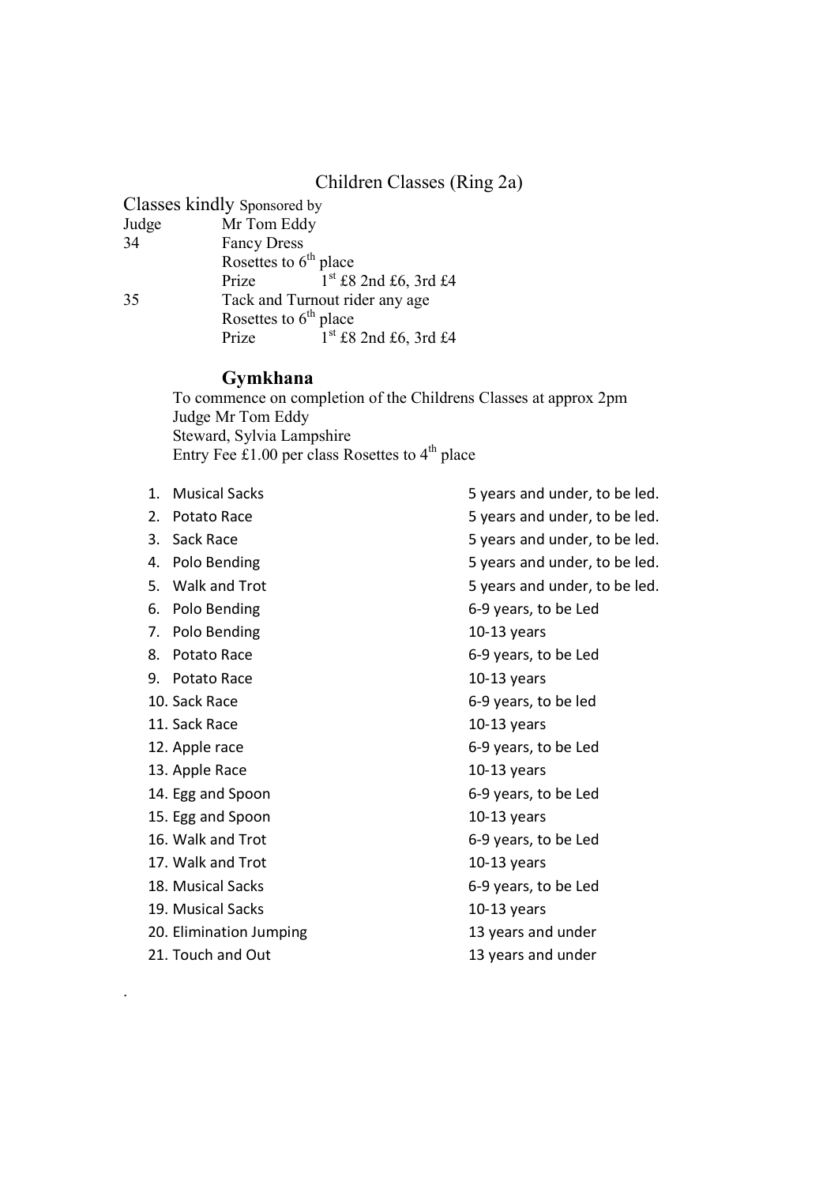## Children Classes (Ring 2a)

Classes kindly Sponsored by

Judge Mr Tom Eddy

34 Fancy Dress
Rosettes to 6th place
Prize 1st £8 2nd £6, 3rd £4

35 Tack and Turnout rider any age
Rosettes to 6th place
Prize 1st £8 2nd £6, 3rd £4

### Gymkhana

To commence on completion of the Childrens Classes at approx 2pm
Judge Mr Tom Eddy
Steward, Sylvia Lampshire
Entry Fee £1.00 per class Rosettes to 4th place

1. Musical Sacks — 5 years and under, to be led.
2. Potato Race — 5 years and under, to be led.
3. Sack Race — 5 years and under, to be led.
4. Polo Bending — 5 years and under, to be led.
5. Walk and Trot — 5 years and under, to be led.
6. Polo Bending — 6-9 years, to be Led
7. Polo Bending — 10-13 years
8. Potato Race — 6-9 years, to be Led
9. Potato Race — 10-13 years
10. Sack Race — 6-9 years, to be led
11. Sack Race — 10-13 years
12. Apple race — 6-9 years, to be Led
13. Apple Race — 10-13 years
14. Egg and Spoon — 6-9 years, to be Led
15. Egg and Spoon — 10-13 years
16. Walk and Trot — 6-9 years, to be Led
17. Walk and Trot — 10-13 years
18. Musical Sacks — 6-9 years, to be Led
19. Musical Sacks — 10-13 years
20. Elimination Jumping — 13 years and under
21. Touch and Out — 13 years and under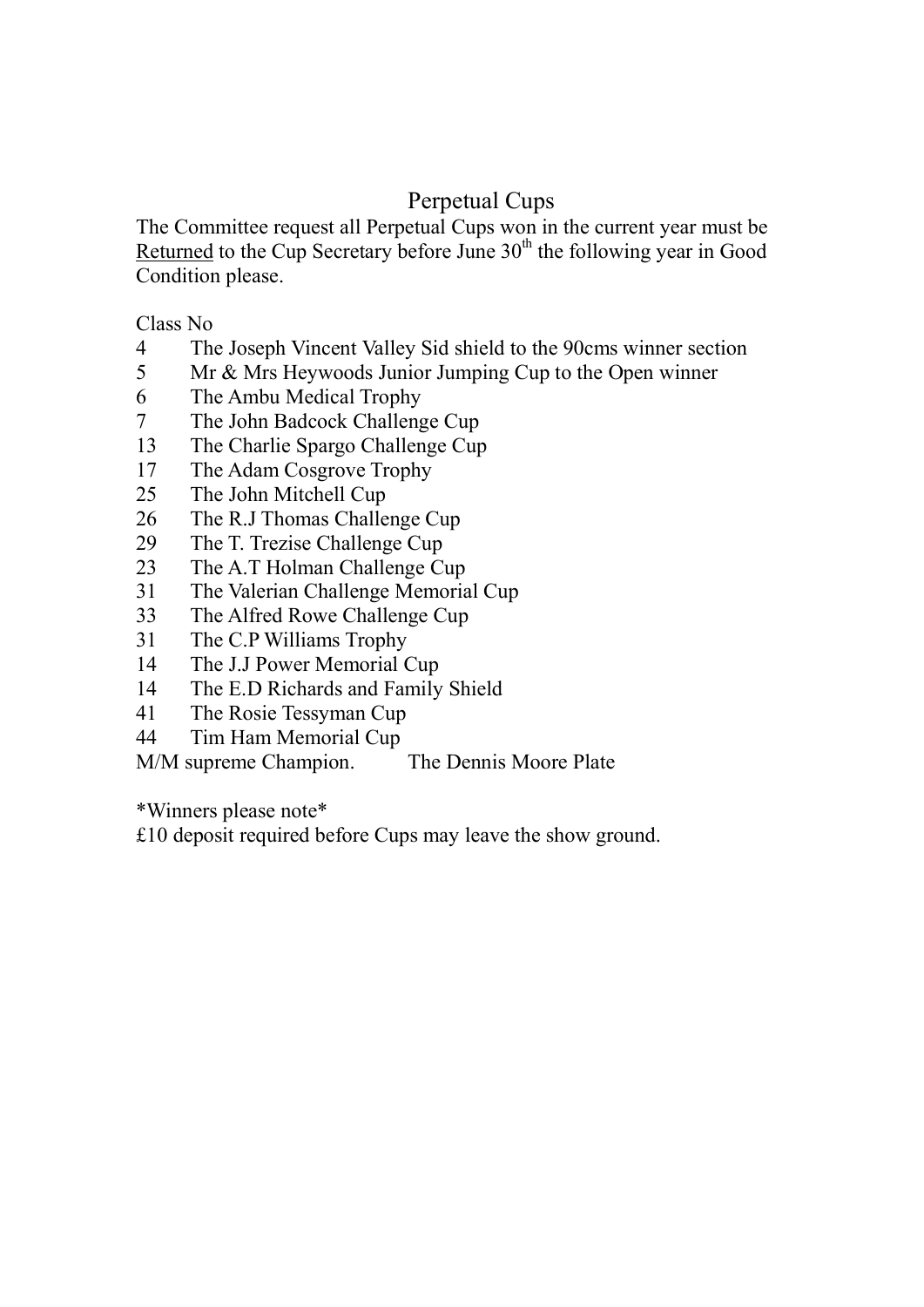# Perpetual Cups

The Committee request all Perpetual Cups won in the current year must be Returned to the Cup Secretary before June 30th the following year in Good Condition please.

| Class No | |
|---|---|
| 4 | The Joseph Vincent Valley Sid shield to the 90cms winner section |
| 5 | Mr & Mrs Heywoods Junior Jumping Cup to the Open winner |
| 6 | The Ambu Medical Trophy |
| 7 | The John Badcock Challenge Cup |
| 13 | The Charlie Spargo Challenge Cup |
| 17 | The Adam Cosgrove Trophy |
| 25 | The John Mitchell Cup |
| 26 | The R.J Thomas Challenge Cup |
| 29 | The T. Trezise Challenge Cup |
| 23 | The A.T Holman Challenge Cup |
| 31 | The Valerian Challenge Memorial Cup |
| 33 | The Alfred Rowe Challenge Cup |
| 31 | The C.P Williams Trophy |
| 14 | The J.J Power Memorial Cup |
| 14 | The E.D Richards and Family Shield |
| 41 | The Rosie Tessyman Cup |
| 44 | Tim Ham Memorial Cup |
| M/M supreme Champion. | The Dennis Moore Plate |

*Winners please note*

£10 deposit required before Cups may leave the show ground.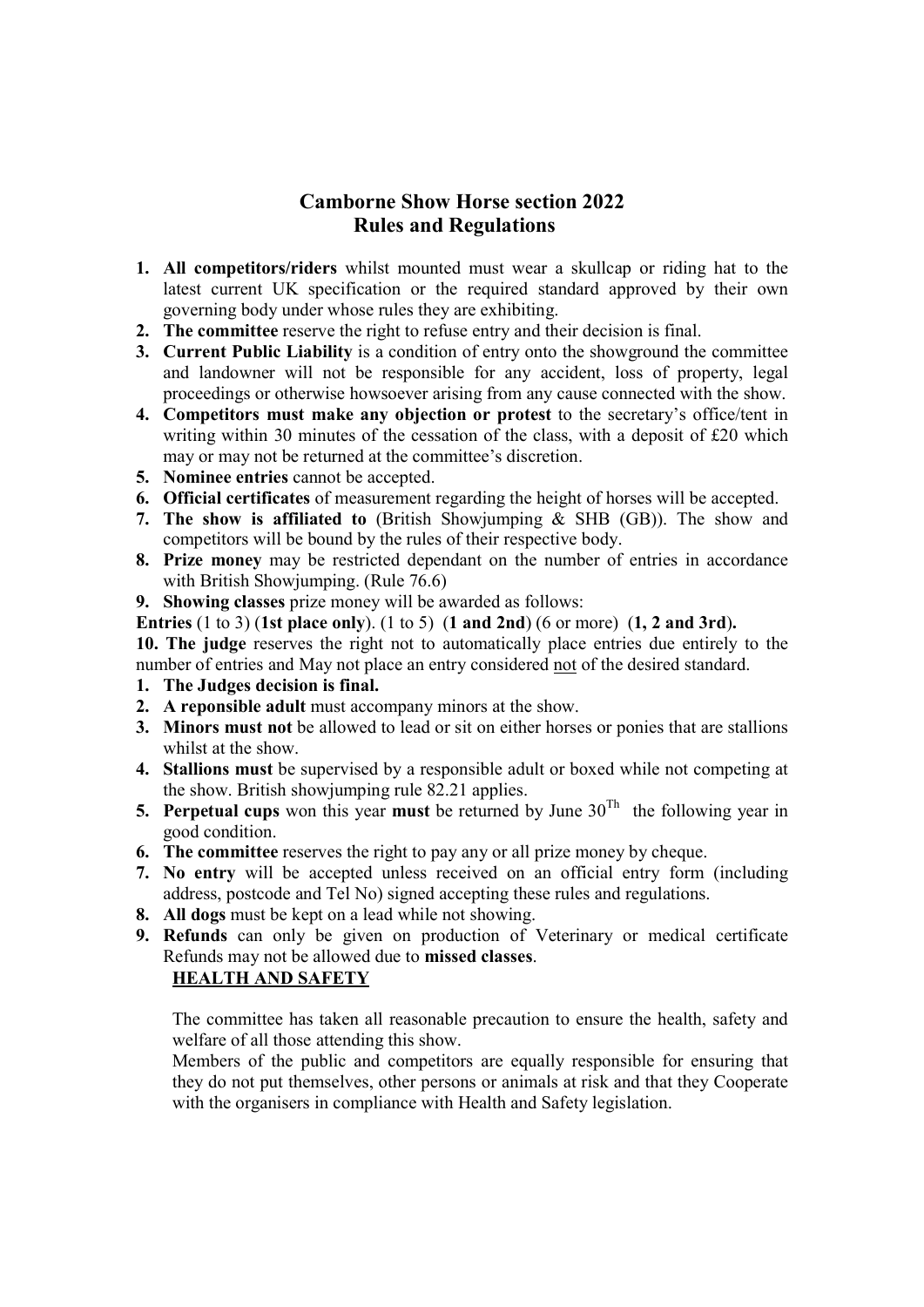# Camborne Show Horse section 2022
## Rules and Regulations

1. **All competitors/riders** whilst mounted must wear a skullcap or riding hat to the latest current UK specification or the required standard approved by their own governing body under whose rules they are exhibiting.
2. **The committee** reserve the right to refuse entry and their decision is final.
3. **Current Public Liability** is a condition of entry onto the showground the committee and landowner will not be responsible for any accident, loss of property, legal proceedings or otherwise howsoever arising from any cause connected with the show.
4. **Competitors must make any objection or protest** to the secretary's office/tent in writing within 30 minutes of the cessation of the class, with a deposit of £20 which may or may not be returned at the committee's discretion.
5. **Nominee entries** cannot be accepted.
6. **Official certificates** of measurement regarding the height of horses will be accepted.
7. **The show is affiliated to** (British Showjumping & SHB (GB)). The show and competitors will be bound by the rules of their respective body.
8. **Prize money** may be restricted dependant on the number of entries in accordance with British Showjumping. (Rule 76.6)
9. **Showing classes** prize money will be awarded as follows:

**Entries** (1 to 3) (**1st place only**). (1 to 5) (**1 and 2nd**) (6 or more) (**1, 2 and 3rd**).

**10. The judge** reserves the right not to automatically place entries due entirely to the number of entries and May not place an entry considered <u>not</u> of the desired standard.

1. **The Judges decision is final.**
2. **A reponsible adult** must accompany minors at the show.
3. **Minors must not** be allowed to lead or sit on either horses or ponies that are stallions whilst at the show.
4. **Stallions must** be supervised by a responsible adult or boxed while not competing at the show. British showjumping rule 82.21 applies.
5. **Perpetual cups** won this year **must** be returned by June 30Th the following year in good condition.
6. **The committee** reserves the right to pay any or all prize money by cheque.
7. **No entry** will be accepted unless received on an official entry form (including address, postcode and Tel No) signed accepting these rules and regulations.
8. **All dogs** must be kept on a lead while not showing.
9. **Refunds** can only be given on production of Veterinary or medical certificate Refunds may not be allowed due to **missed classes**.

**<u>HEALTH AND SAFETY</u>**

The committee has taken all reasonable precaution to ensure the health, safety and welfare of all those attending this show.

Members of the public and competitors are equally responsible for ensuring that they do not put themselves, other persons or animals at risk and that they Cooperate with the organisers in compliance with Health and Safety legislation.